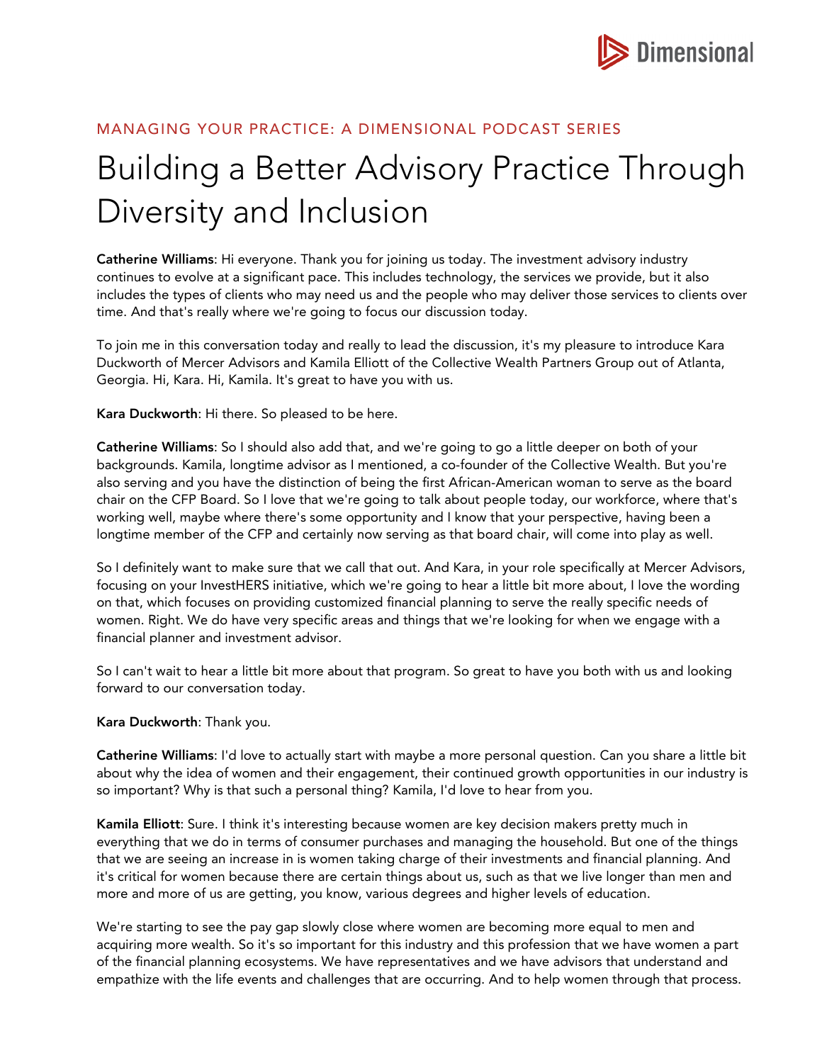MANAGING YOUR PRACTICE: A DIMENSIONAL PODCAST SERIES

# Building a Better Advisory Practice Through Diversity and Inclusion

**Catherine Williams**: Hi everyone. Thank you for joining us today. The investment advisory industry continues to evolve at a significant pace. This includes technology, the services we provide, but it also includes the types of clients who may need us and the people who may deliver those services to clients over time. And that's really where we're going to focus our discussion today.

To join me in this conversation today and really to lead the discussion, it's my pleasure to introduce Kara Duckworth of Mercer Advisors and Kamila Elliott of the Collective Wealth Partners Group out of Atlanta, Georgia. Hi, Kara. Hi, Kamila. It's great to have you with us.

**Kara Duckworth**: Hi there. So pleased to be here.

**Catherine Williams**: So I should also add that, and we're going to go a little deeper on both of your backgrounds. Kamila, longtime advisor as I mentioned, a co-founder of the Collective Wealth. But you're also serving and you have the distinction of being the first African-American woman to serve as the board chair on the CFP Board. So I love that we're going to talk about people today, our workforce, where that's working well, maybe where there's some opportunity and I know that your perspective, having been a longtime member of the CFP and certainly now serving as that board chair, will come into play as well.

So I definitely want to make sure that we call that out. And Kara, in your role specifically at Mercer Advisors, focusing on your InvestHERS initiative, which we're going to hear a little bit more about, I love the wording on that, which focuses on providing customized financial planning to serve the really specific needs of women. Right. We do have very specific areas and things that we're looking for when we engage with a financial planner and investment advisor.

So I can't wait to hear a little bit more about that program. So great to have you both with us and looking forward to our conversation today.

**Kara Duckworth**: Thank you.

**Catherine Williams**: I'd love to actually start with maybe a more personal question. Can you share a little bit about why the idea of women and their engagement, their continued growth opportunities in our industry is so important? Why is that such a personal thing? Kamila, I'd love to hear from you.

**Kamila Elliott**: Sure. I think it's interesting because women are key decision makers pretty much in everything that we do in terms of consumer purchases and managing the household. But one of the things that we are seeing an increase in is women taking charge of their investments and financial planning. And it's critical for women because there are certain things about us, such as that we live longer than men and more and more of us are getting, you know, various degrees and higher levels of education.

We're starting to see the pay gap slowly close where women are becoming more equal to men and acquiring more wealth. So it's so important for this industry and this profession that we have women a part of the financial planning ecosystems. We have representatives and we have advisors that understand and empathize with the life events and challenges that are occurring. And to help women through that process.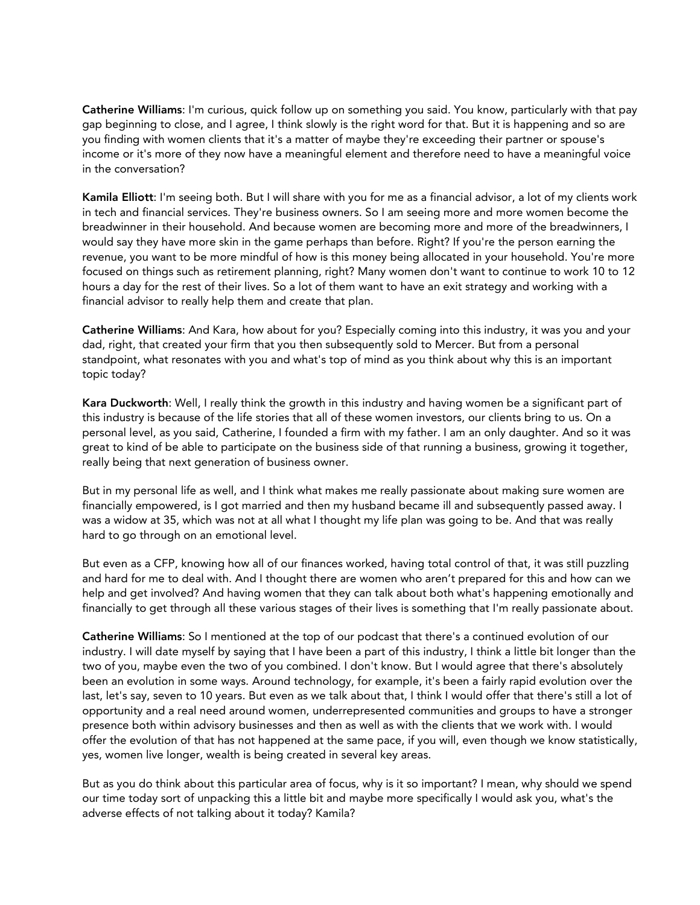**Catherine Williams**: I'm curious, quick follow up on something you said. You know, particularly with that pay gap beginning to close, and I agree, I think slowly is the right word for that. But it is happening and so are you finding with women clients that it's a matter of maybe they're exceeding their partner or spouse's income or it's more of they now have a meaningful element and therefore need to have a meaningful voice in the conversation?

**Kamila Elliott**: I'm seeing both. But I will share with you for me as a financial advisor, a lot of my clients work in tech and financial services. They're business owners. So I am seeing more and more women become the breadwinner in their household. And because women are becoming more and more of the breadwinners, I would say they have more skin in the game perhaps than before. Right? If you're the person earning the revenue, you want to be more mindful of how is this money being allocated in your household. You're more focused on things such as retirement planning, right? Many women don't want to continue to work 10 to 12 hours a day for the rest of their lives. So a lot of them want to have an exit strategy and working with a financial advisor to really help them and create that plan.

**Catherine Williams**: And Kara, how about for you? Especially coming into this industry, it was you and your dad, right, that created your firm that you then subsequently sold to Mercer. But from a personal standpoint, what resonates with you and what's top of mind as you think about why this is an important topic today?

**Kara Duckworth**: Well, I really think the growth in this industry and having women be a significant part of this industry is because of the life stories that all of these women investors, our clients bring to us. On a personal level, as you said, Catherine, I founded a firm with my father. I am an only daughter. And so it was great to kind of be able to participate on the business side of that running a business, growing it together, really being that next generation of business owner.

But in my personal life as well, and I think what makes me really passionate about making sure women are financially empowered, is I got married and then my husband became ill and subsequently passed away. I was a widow at 35, which was not at all what I thought my life plan was going to be. And that was really hard to go through on an emotional level.

But even as a CFP, knowing how all of our finances worked, having total control of that, it was still puzzling and hard for me to deal with. And I thought there are women who aren't prepared for this and how can we help and get involved? And having women that they can talk about both what's happening emotionally and financially to get through all these various stages of their lives is something that I'm really passionate about.

**Catherine Williams**: So I mentioned at the top of our podcast that there's a continued evolution of our industry. I will date myself by saying that I have been a part of this industry, I think a little bit longer than the two of you, maybe even the two of you combined. I don't know. But I would agree that there's absolutely been an evolution in some ways. Around technology, for example, it's been a fairly rapid evolution over the last, let's say, seven to 10 years. But even as we talk about that, I think I would offer that there's still a lot of opportunity and a real need around women, underrepresented communities and groups to have a stronger presence both within advisory businesses and then as well as with the clients that we work with. I would offer the evolution of that has not happened at the same pace, if you will, even though we know statistically, yes, women live longer, wealth is being created in several key areas.

But as you do think about this particular area of focus, why is it so important? I mean, why should we spend our time today sort of unpacking this a little bit and maybe more specifically I would ask you, what's the adverse effects of not talking about it today? Kamila?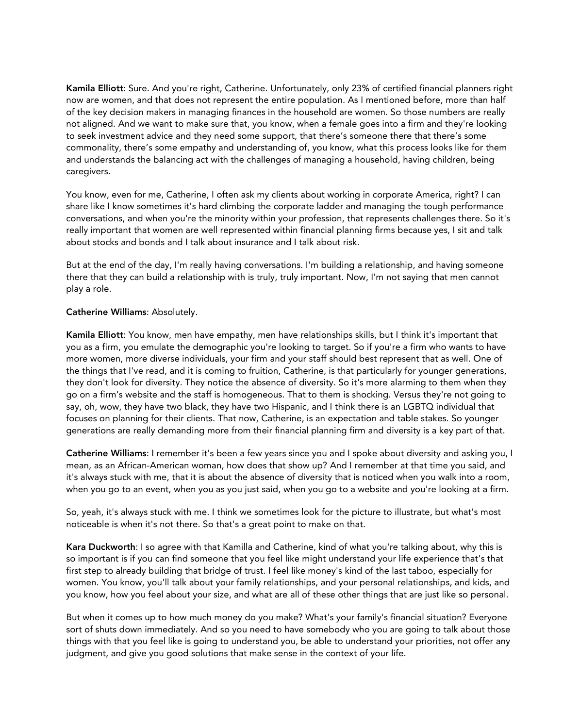**Kamila Elliott**: Sure. And you're right, Catherine. Unfortunately, only 23% of certified financial planners right now are women, and that does not represent the entire population. As I mentioned before, more than half of the key decision makers in managing finances in the household are women. So those numbers are really not aligned. And we want to make sure that, you know, when a female goes into a firm and they're looking to seek investment advice and they need some support, that there's someone there that there's some commonality, there's some empathy and understanding of, you know, what this process looks like for them and understands the balancing act with the challenges of managing a household, having children, being caregivers.

You know, even for me, Catherine, I often ask my clients about working in corporate America, right? I can share like I know sometimes it's hard climbing the corporate ladder and managing the tough performance conversations, and when you're the minority within your profession, that represents challenges there. So it's really important that women are well represented within financial planning firms because yes, I sit and talk about stocks and bonds and I talk about insurance and I talk about risk.

But at the end of the day, I'm really having conversations. I'm building a relationship, and having someone there that they can build a relationship with is truly, truly important. Now, I'm not saying that men cannot play a role.

**Catherine Williams**: Absolutely.

**Kamila Elliott**: You know, men have empathy, men have relationships skills, but I think it's important that you as a firm, you emulate the demographic you're looking to target. So if you're a firm who wants to have more women, more diverse individuals, your firm and your staff should best represent that as well. One of the things that I've read, and it is coming to fruition, Catherine, is that particularly for younger generations, they don't look for diversity. They notice the absence of diversity. So it's more alarming to them when they go on a firm's website and the staff is homogeneous. That to them is shocking. Versus they're not going to say, oh, wow, they have two black, they have two Hispanic, and I think there is an LGBTQ individual that focuses on planning for their clients. That now, Catherine, is an expectation and table stakes. So younger generations are really demanding more from their financial planning firm and diversity is a key part of that.

**Catherine Williams**: I remember it's been a few years since you and I spoke about diversity and asking you, I mean, as an African-American woman, how does that show up? And I remember at that time you said, and it's always stuck with me, that it is about the absence of diversity that is noticed when you walk into a room, when you go to an event, when you as you just said, when you go to a website and you're looking at a firm.

So, yeah, it's always stuck with me. I think we sometimes look for the picture to illustrate, but what's most noticeable is when it's not there. So that's a great point to make on that.

**Kara Duckworth**: I so agree with that Kamilla and Catherine, kind of what you're talking about, why this is so important is if you can find someone that you feel like might understand your life experience that's that first step to already building that bridge of trust. I feel like money's kind of the last taboo, especially for women. You know, you'll talk about your family relationships, and your personal relationships, and kids, and you know, how you feel about your size, and what are all of these other things that are just like so personal.

But when it comes up to how much money do you make? What's your family's financial situation? Everyone sort of shuts down immediately. And so you need to have somebody who you are going to talk about those things with that you feel like is going to understand you, be able to understand your priorities, not offer any judgment, and give you good solutions that make sense in the context of your life.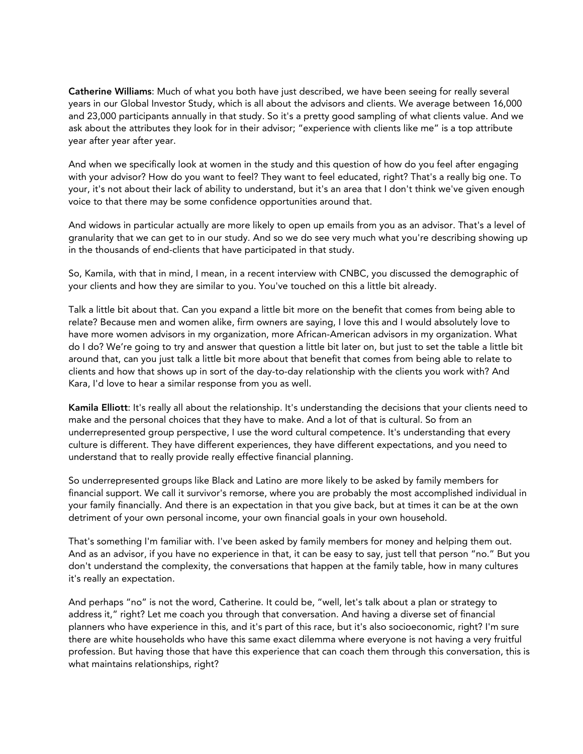**Catherine Williams**: Much of what you both have just described, we have been seeing for really several years in our Global Investor Study, which is all about the advisors and clients. We average between 16,000 and 23,000 participants annually in that study. So it's a pretty good sampling of what clients value. And we ask about the attributes they look for in their advisor; "experience with clients like me" is a top attribute year after year after year.

And when we specifically look at women in the study and this question of how do you feel after engaging with your advisor? How do you want to feel? They want to feel educated, right? That's a really big one. To your, it's not about their lack of ability to understand, but it's an area that I don't think we've given enough voice to that there may be some confidence opportunities around that.

And widows in particular actually are more likely to open up emails from you as an advisor. That's a level of granularity that we can get to in our study. And so we do see very much what you're describing showing up in the thousands of end-clients that have participated in that study.

So, Kamila, with that in mind, I mean, in a recent interview with CNBC, you discussed the demographic of your clients and how they are similar to you. You've touched on this a little bit already.

Talk a little bit about that. Can you expand a little bit more on the benefit that comes from being able to relate? Because men and women alike, firm owners are saying, I love this and I would absolutely love to have more women advisors in my organization, more African-American advisors in my organization. What do I do? We're going to try and answer that question a little bit later on, but just to set the table a little bit around that, can you just talk a little bit more about that benefit that comes from being able to relate to clients and how that shows up in sort of the day-to-day relationship with the clients you work with? And Kara, I'd love to hear a similar response from you as well.

**Kamila Elliott**: It's really all about the relationship. It's understanding the decisions that your clients need to make and the personal choices that they have to make. And a lot of that is cultural. So from an underrepresented group perspective, I use the word cultural competence. It's understanding that every culture is different. They have different experiences, they have different expectations, and you need to understand that to really provide really effective financial planning.

So underrepresented groups like Black and Latino are more likely to be asked by family members for financial support. We call it survivor's remorse, where you are probably the most accomplished individual in your family financially. And there is an expectation in that you give back, but at times it can be at the own detriment of your own personal income, your own financial goals in your own household.

That's something I'm familiar with. I've been asked by family members for money and helping them out. And as an advisor, if you have no experience in that, it can be easy to say, just tell that person "no." But you don't understand the complexity, the conversations that happen at the family table, how in many cultures it's really an expectation.

And perhaps "no" is not the word, Catherine. It could be, "well, let's talk about a plan or strategy to address it," right? Let me coach you through that conversation. And having a diverse set of financial planners who have experience in this, and it's part of this race, but it's also socioeconomic, right? I'm sure there are white households who have this same exact dilemma where everyone is not having a very fruitful profession. But having those that have this experience that can coach them through this conversation, this is what maintains relationships, right?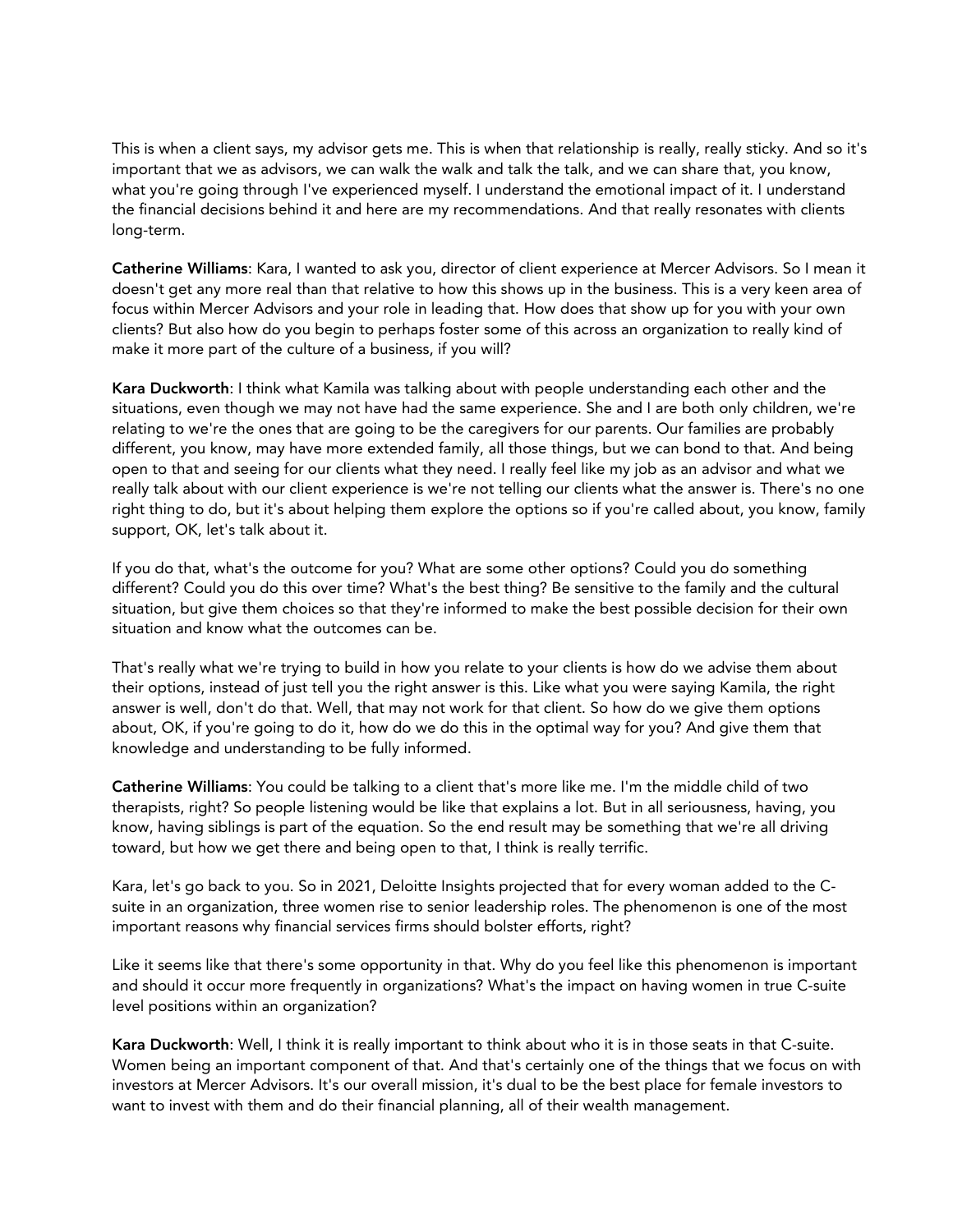This is when a client says, my advisor gets me. This is when that relationship is really, really sticky. And so it's important that we as advisors, we can walk the walk and talk the talk, and we can share that, you know, what you're going through I've experienced myself. I understand the emotional impact of it. I understand the financial decisions behind it and here are my recommendations. And that really resonates with clients long-term.

**Catherine Williams**: Kara, I wanted to ask you, director of client experience at Mercer Advisors. So I mean it doesn't get any more real than that relative to how this shows up in the business. This is a very keen area of focus within Mercer Advisors and your role in leading that. How does that show up for you with your own clients? But also how do you begin to perhaps foster some of this across an organization to really kind of make it more part of the culture of a business, if you will?

**Kara Duckworth**: I think what Kamila was talking about with people understanding each other and the situations, even though we may not have had the same experience. She and I are both only children, we're relating to we're the ones that are going to be the caregivers for our parents. Our families are probably different, you know, may have more extended family, all those things, but we can bond to that. And being open to that and seeing for our clients what they need. I really feel like my job as an advisor and what we really talk about with our client experience is we're not telling our clients what the answer is. There's no one right thing to do, but it's about helping them explore the options so if you're called about, you know, family support, OK, let's talk about it.

If you do that, what's the outcome for you? What are some other options? Could you do something different? Could you do this over time? What's the best thing? Be sensitive to the family and the cultural situation, but give them choices so that they're informed to make the best possible decision for their own situation and know what the outcomes can be.

That's really what we're trying to build in how you relate to your clients is how do we advise them about their options, instead of just tell you the right answer is this. Like what you were saying Kamila, the right answer is well, don't do that. Well, that may not work for that client. So how do we give them options about, OK, if you're going to do it, how do we do this in the optimal way for you? And give them that knowledge and understanding to be fully informed.

**Catherine Williams**: You could be talking to a client that's more like me. I'm the middle child of two therapists, right? So people listening would be like that explains a lot. But in all seriousness, having, you know, having siblings is part of the equation. So the end result may be something that we're all driving toward, but how we get there and being open to that, I think is really terrific.

Kara, let's go back to you. So in 2021, Deloitte Insights projected that for every woman added to the C-suite in an organization, three women rise to senior leadership roles. The phenomenon is one of the most important reasons why financial services firms should bolster efforts, right?

Like it seems like that there's some opportunity in that. Why do you feel like this phenomenon is important and should it occur more frequently in organizations? What's the impact on having women in true C-suite level positions within an organization?

**Kara Duckworth**: Well, I think it is really important to think about who it is in those seats in that C-suite. Women being an important component of that. And that's certainly one of the things that we focus on with investors at Mercer Advisors. It's our overall mission, it's dual to be the best place for female investors to want to invest with them and do their financial planning, all of their wealth management.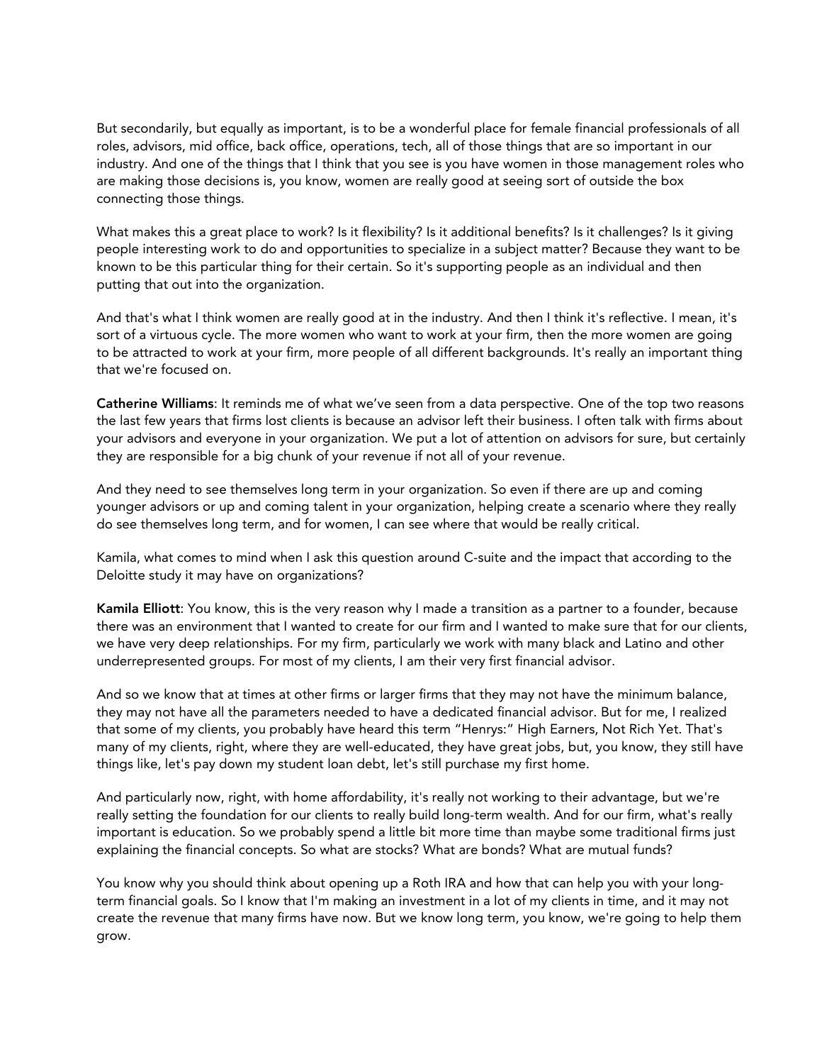But secondarily, but equally as important, is to be a wonderful place for female financial professionals of all roles, advisors, mid office, back office, operations, tech, all of those things that are so important in our industry. And one of the things that I think that you see is you have women in those management roles who are making those decisions is, you know, women are really good at seeing sort of outside the box connecting those things.

What makes this a great place to work? Is it flexibility? Is it additional benefits? Is it challenges? Is it giving people interesting work to do and opportunities to specialize in a subject matter? Because they want to be known to be this particular thing for their certain. So it's supporting people as an individual and then putting that out into the organization.

And that's what I think women are really good at in the industry. And then I think it's reflective. I mean, it's sort of a virtuous cycle. The more women who want to work at your firm, then the more women are going to be attracted to work at your firm, more people of all different backgrounds. It's really an important thing that we're focused on.

**Catherine Williams**: It reminds me of what we've seen from a data perspective. One of the top two reasons the last few years that firms lost clients is because an advisor left their business. I often talk with firms about your advisors and everyone in your organization. We put a lot of attention on advisors for sure, but certainly they are responsible for a big chunk of your revenue if not all of your revenue.

And they need to see themselves long term in your organization. So even if there are up and coming younger advisors or up and coming talent in your organization, helping create a scenario where they really do see themselves long term, and for women, I can see where that would be really critical.

Kamila, what comes to mind when I ask this question around C-suite and the impact that according to the Deloitte study it may have on organizations?

**Kamila Elliott**: You know, this is the very reason why I made a transition as a partner to a founder, because there was an environment that I wanted to create for our firm and I wanted to make sure that for our clients, we have very deep relationships. For my firm, particularly we work with many black and Latino and other underrepresented groups. For most of my clients, I am their very first financial advisor.

And so we know that at times at other firms or larger firms that they may not have the minimum balance, they may not have all the parameters needed to have a dedicated financial advisor. But for me, I realized that some of my clients, you probably have heard this term "Henrys:" High Earners, Not Rich Yet. That's many of my clients, right, where they are well-educated, they have great jobs, but, you know, they still have things like, let's pay down my student loan debt, let's still purchase my first home.

And particularly now, right, with home affordability, it's really not working to their advantage, but we're really setting the foundation for our clients to really build long-term wealth. And for our firm, what's really important is education. So we probably spend a little bit more time than maybe some traditional firms just explaining the financial concepts. So what are stocks? What are bonds? What are mutual funds?

You know why you should think about opening up a Roth IRA and how that can help you with your long-term financial goals. So I know that I'm making an investment in a lot of my clients in time, and it may not create the revenue that many firms have now. But we know long term, you know, we're going to help them grow.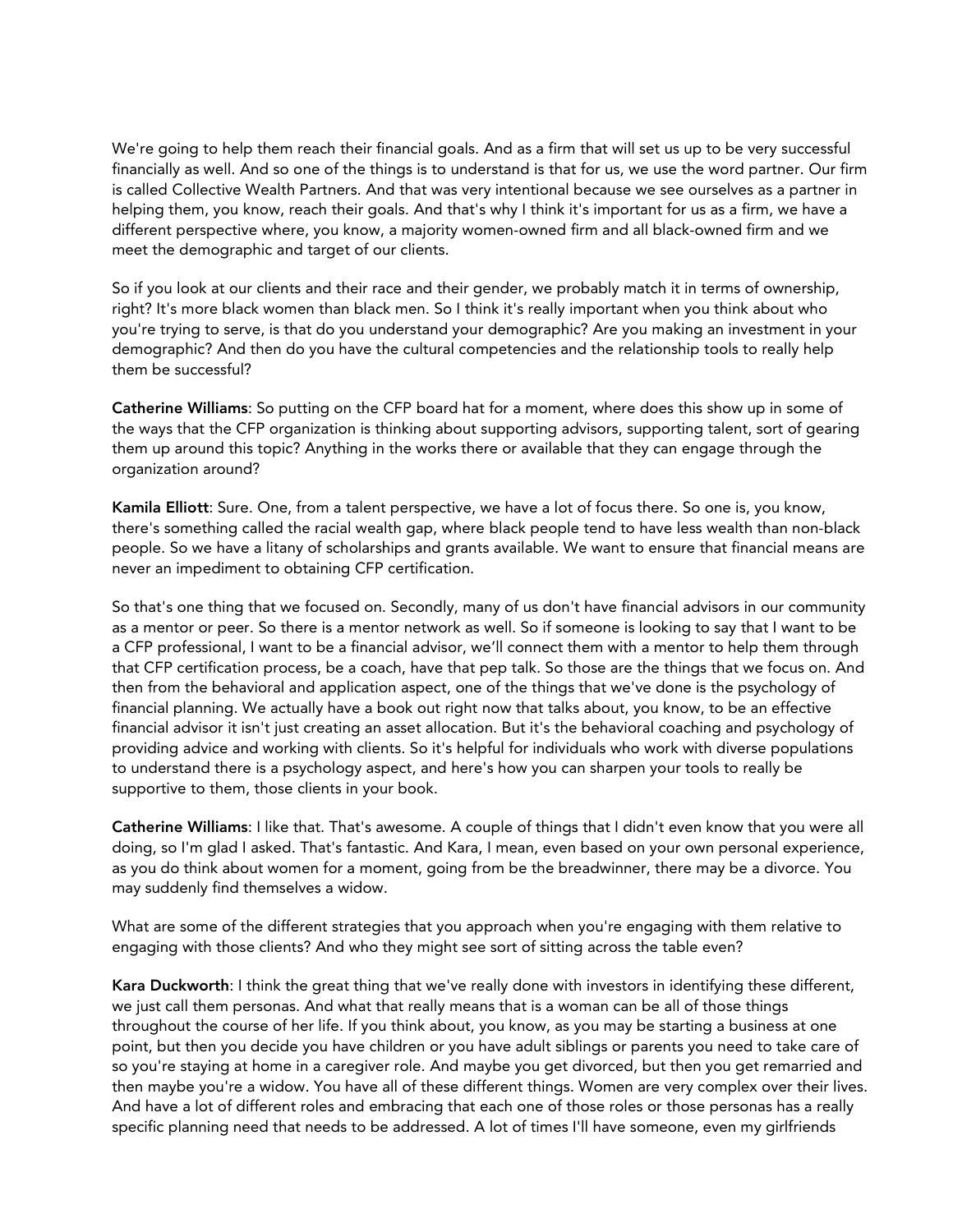We're going to help them reach their financial goals. And as a firm that will set us up to be very successful financially as well. And so one of the things is to understand is that for us, we use the word partner. Our firm is called Collective Wealth Partners. And that was very intentional because we see ourselves as a partner in helping them, you know, reach their goals. And that's why I think it's important for us as a firm, we have a different perspective where, you know, a majority women-owned firm and all black-owned firm and we meet the demographic and target of our clients.

So if you look at our clients and their race and their gender, we probably match it in terms of ownership, right? It's more black women than black men. So I think it's really important when you think about who you're trying to serve, is that do you understand your demographic? Are you making an investment in your demographic? And then do you have the cultural competencies and the relationship tools to really help them be successful?

**Catherine Williams**: So putting on the CFP board hat for a moment, where does this show up in some of the ways that the CFP organization is thinking about supporting advisors, supporting talent, sort of gearing them up around this topic? Anything in the works there or available that they can engage through the organization around?

**Kamila Elliott**: Sure. One, from a talent perspective, we have a lot of focus there. So one is, you know, there's something called the racial wealth gap, where black people tend to have less wealth than non-black people. So we have a litany of scholarships and grants available. We want to ensure that financial means are never an impediment to obtaining CFP certification.

So that's one thing that we focused on. Secondly, many of us don't have financial advisors in our community as a mentor or peer. So there is a mentor network as well. So if someone is looking to say that I want to be a CFP professional, I want to be a financial advisor, we'll connect them with a mentor to help them through that CFP certification process, be a coach, have that pep talk. So those are the things that we focus on. And then from the behavioral and application aspect, one of the things that we've done is the psychology of financial planning. We actually have a book out right now that talks about, you know, to be an effective financial advisor it isn't just creating an asset allocation. But it's the behavioral coaching and psychology of providing advice and working with clients. So it's helpful for individuals who work with diverse populations to understand there is a psychology aspect, and here's how you can sharpen your tools to really be supportive to them, those clients in your book.

**Catherine Williams**: I like that. That's awesome. A couple of things that I didn't even know that you were all doing, so I'm glad I asked. That's fantastic. And Kara, I mean, even based on your own personal experience, as you do think about women for a moment, going from be the breadwinner, there may be a divorce. You may suddenly find themselves a widow.

What are some of the different strategies that you approach when you're engaging with them relative to engaging with those clients? And who they might see sort of sitting across the table even?

**Kara Duckworth**: I think the great thing that we've really done with investors in identifying these different, we just call them personas. And what that really means that is a woman can be all of those things throughout the course of her life. If you think about, you know, as you may be starting a business at one point, but then you decide you have children or you have adult siblings or parents you need to take care of so you're staying at home in a caregiver role. And maybe you get divorced, but then you get remarried and then maybe you're a widow. You have all of these different things. Women are very complex over their lives. And have a lot of different roles and embracing that each one of those roles or those personas has a really specific planning need that needs to be addressed. A lot of times I'll have someone, even my girlfriends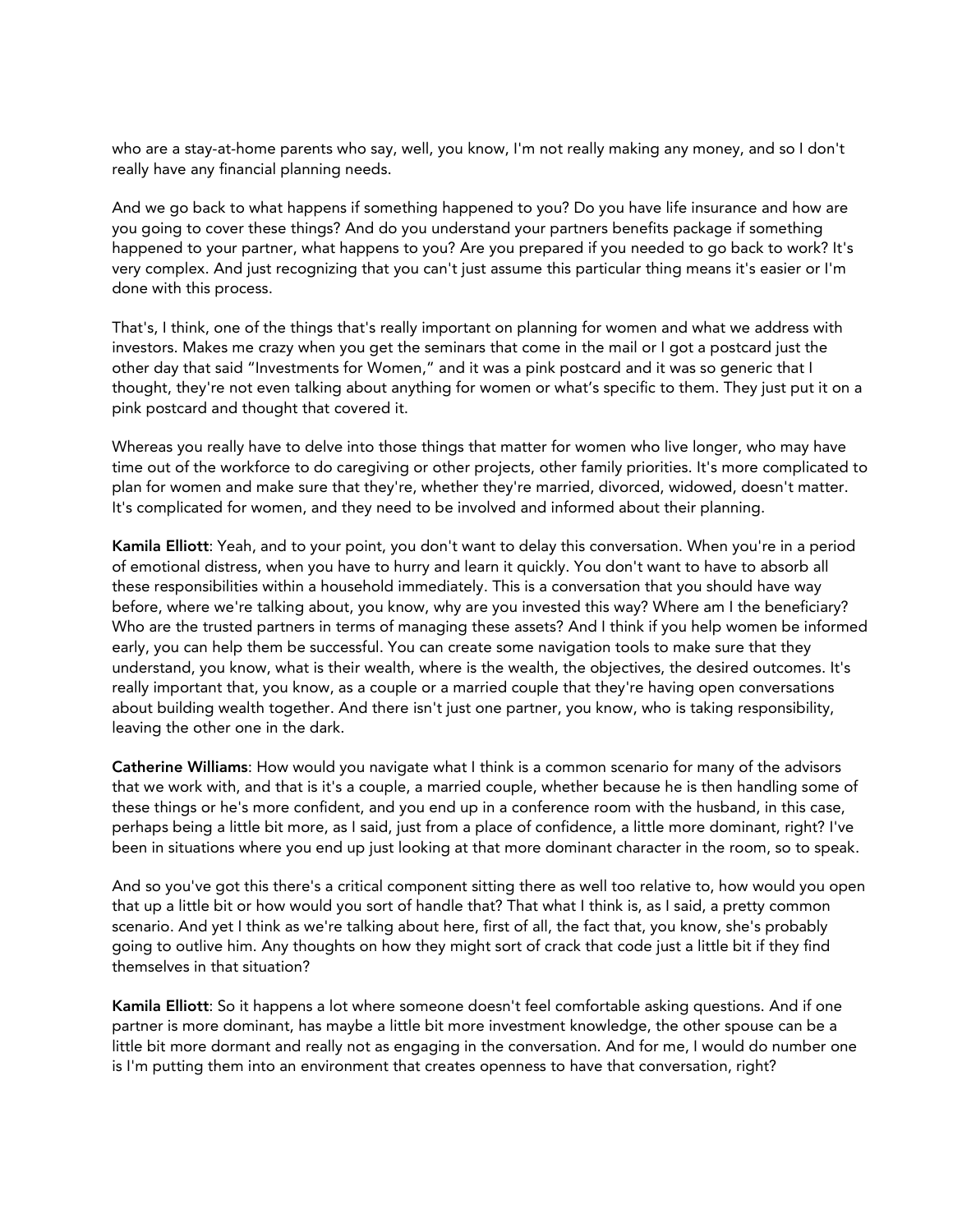who are a stay-at-home parents who say, well, you know, I'm not really making any money, and so I don't really have any financial planning needs.

And we go back to what happens if something happened to you? Do you have life insurance and how are you going to cover these things? And do you understand your partners benefits package if something happened to your partner, what happens to you? Are you prepared if you needed to go back to work? It's very complex. And just recognizing that you can't just assume this particular thing means it's easier or I'm done with this process.

That's, I think, one of the things that's really important on planning for women and what we address with investors. Makes me crazy when you get the seminars that come in the mail or I got a postcard just the other day that said "Investments for Women," and it was a pink postcard and it was so generic that I thought, they're not even talking about anything for women or what's specific to them. They just put it on a pink postcard and thought that covered it.

Whereas you really have to delve into those things that matter for women who live longer, who may have time out of the workforce to do caregiving or other projects, other family priorities. It's more complicated to plan for women and make sure that they're, whether they're married, divorced, widowed, doesn't matter. It's complicated for women, and they need to be involved and informed about their planning.

**Kamila Elliott**: Yeah, and to your point, you don't want to delay this conversation. When you're in a period of emotional distress, when you have to hurry and learn it quickly. You don't want to have to absorb all these responsibilities within a household immediately. This is a conversation that you should have way before, where we're talking about, you know, why are you invested this way? Where am I the beneficiary? Who are the trusted partners in terms of managing these assets? And I think if you help women be informed early, you can help them be successful. You can create some navigation tools to make sure that they understand, you know, what is their wealth, where is the wealth, the objectives, the desired outcomes. It's really important that, you know, as a couple or a married couple that they're having open conversations about building wealth together. And there isn't just one partner, you know, who is taking responsibility, leaving the other one in the dark.

**Catherine Williams**: How would you navigate what I think is a common scenario for many of the advisors that we work with, and that is it's a couple, a married couple, whether because he is then handling some of these things or he's more confident, and you end up in a conference room with the husband, in this case, perhaps being a little bit more, as I said, just from a place of confidence, a little more dominant, right? I've been in situations where you end up just looking at that more dominant character in the room, so to speak.

And so you've got this there's a critical component sitting there as well too relative to, how would you open that up a little bit or how would you sort of handle that? That what I think is, as I said, a pretty common scenario. And yet I think as we're talking about here, first of all, the fact that, you know, she's probably going to outlive him. Any thoughts on how they might sort of crack that code just a little bit if they find themselves in that situation?

**Kamila Elliott**: So it happens a lot where someone doesn't feel comfortable asking questions. And if one partner is more dominant, has maybe a little bit more investment knowledge, the other spouse can be a little bit more dormant and really not as engaging in the conversation. And for me, I would do number one is I'm putting them into an environment that creates openness to have that conversation, right?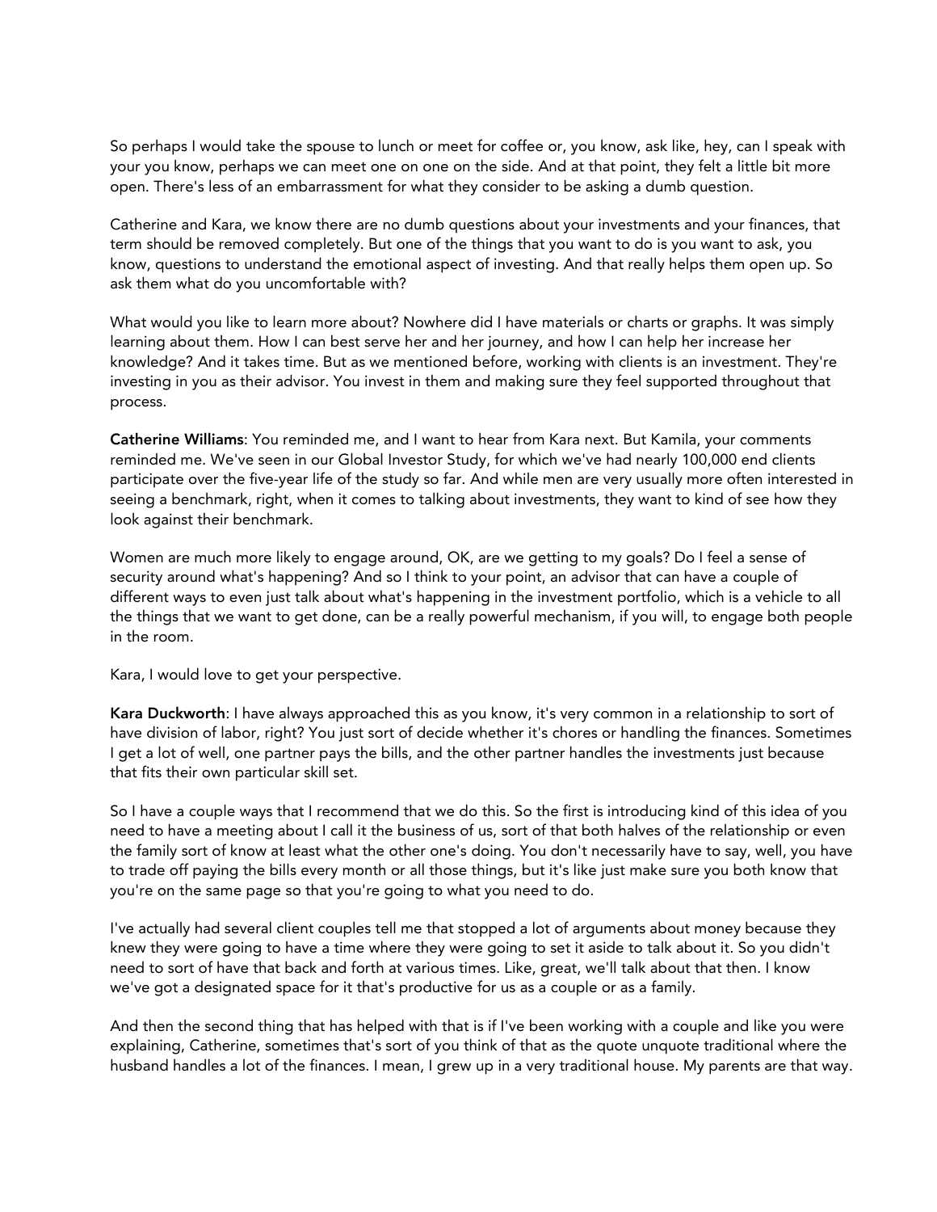So perhaps I would take the spouse to lunch or meet for coffee or, you know, ask like, hey, can I speak with your you know, perhaps we can meet one on one on the side. And at that point, they felt a little bit more open. There's less of an embarrassment for what they consider to be asking a dumb question.

Catherine and Kara, we know there are no dumb questions about your investments and your finances, that term should be removed completely. But one of the things that you want to do is you want to ask, you know, questions to understand the emotional aspect of investing. And that really helps them open up. So ask them what do you uncomfortable with?

What would you like to learn more about? Nowhere did I have materials or charts or graphs. It was simply learning about them. How I can best serve her and her journey, and how I can help her increase her knowledge? And it takes time. But as we mentioned before, working with clients is an investment. They're investing in you as their advisor. You invest in them and making sure they feel supported throughout that process.

**Catherine Williams**: You reminded me, and I want to hear from Kara next. But Kamila, your comments reminded me. We've seen in our Global Investor Study, for which we've had nearly 100,000 end clients participate over the five-year life of the study so far. And while men are very usually more often interested in seeing a benchmark, right, when it comes to talking about investments, they want to kind of see how they look against their benchmark.

Women are much more likely to engage around, OK, are we getting to my goals? Do I feel a sense of security around what's happening? And so I think to your point, an advisor that can have a couple of different ways to even just talk about what's happening in the investment portfolio, which is a vehicle to all the things that we want to get done, can be a really powerful mechanism, if you will, to engage both people in the room.

Kara, I would love to get your perspective.

**Kara Duckworth**: I have always approached this as you know, it's very common in a relationship to sort of have division of labor, right? You just sort of decide whether it's chores or handling the finances. Sometimes I get a lot of well, one partner pays the bills, and the other partner handles the investments just because that fits their own particular skill set.

So I have a couple ways that I recommend that we do this. So the first is introducing kind of this idea of you need to have a meeting about I call it the business of us, sort of that both halves of the relationship or even the family sort of know at least what the other one's doing. You don't necessarily have to say, well, you have to trade off paying the bills every month or all those things, but it's like just make sure you both know that you're on the same page so that you're going to what you need to do.

I've actually had several client couples tell me that stopped a lot of arguments about money because they knew they were going to have a time where they were going to set it aside to talk about it. So you didn't need to sort of have that back and forth at various times. Like, great, we'll talk about that then. I know we've got a designated space for it that's productive for us as a couple or as a family.

And then the second thing that has helped with that is if I've been working with a couple and like you were explaining, Catherine, sometimes that's sort of you think of that as the quote unquote traditional where the husband handles a lot of the finances. I mean, I grew up in a very traditional house. My parents are that way.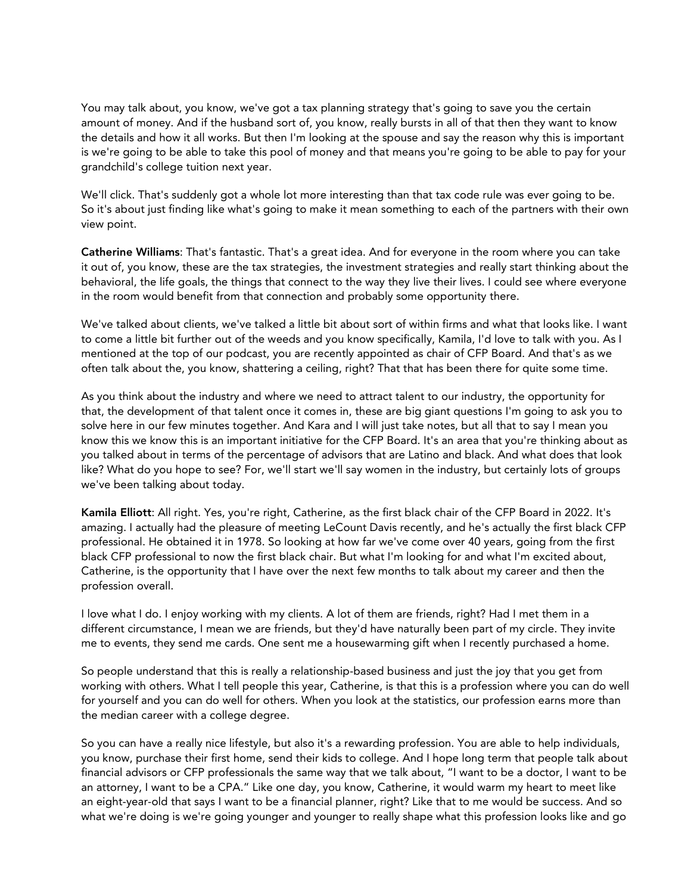You may talk about, you know, we've got a tax planning strategy that's going to save you the certain amount of money. And if the husband sort of, you know, really bursts in all of that then they want to know the details and how it all works. But then I'm looking at the spouse and say the reason why this is important is we're going to be able to take this pool of money and that means you're going to be able to pay for your grandchild's college tuition next year.

We'll click. That's suddenly got a whole lot more interesting than that tax code rule was ever going to be. So it's about just finding like what's going to make it mean something to each of the partners with their own view point.

**Catherine Williams**: That's fantastic. That's a great idea. And for everyone in the room where you can take it out of, you know, these are the tax strategies, the investment strategies and really start thinking about the behavioral, the life goals, the things that connect to the way they live their lives. I could see where everyone in the room would benefit from that connection and probably some opportunity there.

We've talked about clients, we've talked a little bit about sort of within firms and what that looks like. I want to come a little bit further out of the weeds and you know specifically, Kamila, I'd love to talk with you. As I mentioned at the top of our podcast, you are recently appointed as chair of CFP Board. And that's as we often talk about the, you know, shattering a ceiling, right? That that has been there for quite some time.

As you think about the industry and where we need to attract talent to our industry, the opportunity for that, the development of that talent once it comes in, these are big giant questions I'm going to ask you to solve here in our few minutes together. And Kara and I will just take notes, but all that to say I mean you know this we know this is an important initiative for the CFP Board. It's an area that you're thinking about as you talked about in terms of the percentage of advisors that are Latino and black. And what does that look like? What do you hope to see? For, we'll start we'll say women in the industry, but certainly lots of groups we've been talking about today.

**Kamila Elliott**: All right. Yes, you're right, Catherine, as the first black chair of the CFP Board in 2022. It's amazing. I actually had the pleasure of meeting LeCount Davis recently, and he's actually the first black CFP professional. He obtained it in 1978. So looking at how far we've come over 40 years, going from the first black CFP professional to now the first black chair. But what I'm looking for and what I'm excited about, Catherine, is the opportunity that I have over the next few months to talk about my career and then the profession overall.

I love what I do. I enjoy working with my clients. A lot of them are friends, right? Had I met them in a different circumstance, I mean we are friends, but they'd have naturally been part of my circle. They invite me to events, they send me cards. One sent me a housewarming gift when I recently purchased a home.

So people understand that this is really a relationship-based business and just the joy that you get from working with others. What I tell people this year, Catherine, is that this is a profession where you can do well for yourself and you can do well for others. When you look at the statistics, our profession earns more than the median career with a college degree.

So you can have a really nice lifestyle, but also it's a rewarding profession. You are able to help individuals, you know, purchase their first home, send their kids to college. And I hope long term that people talk about financial advisors or CFP professionals the same way that we talk about, "I want to be a doctor, I want to be an attorney, I want to be a CPA." Like one day, you know, Catherine, it would warm my heart to meet like an eight-year-old that says I want to be a financial planner, right? Like that to me would be success. And so what we're doing is we're going younger and younger to really shape what this profession looks like and go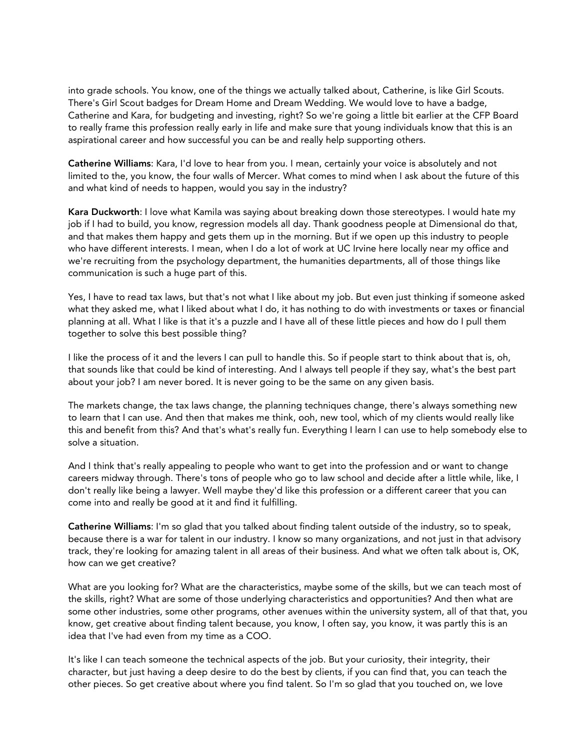into grade schools. You know, one of the things we actually talked about, Catherine, is like Girl Scouts. There's Girl Scout badges for Dream Home and Dream Wedding. We would love to have a badge, Catherine and Kara, for budgeting and investing, right? So we're going a little bit earlier at the CFP Board to really frame this profession really early in life and make sure that young individuals know that this is an aspirational career and how successful you can be and really help supporting others.

**Catherine Williams**: Kara, I'd love to hear from you. I mean, certainly your voice is absolutely and not limited to the, you know, the four walls of Mercer. What comes to mind when I ask about the future of this and what kind of needs to happen, would you say in the industry?

**Kara Duckworth**: I love what Kamila was saying about breaking down those stereotypes. I would hate my job if I had to build, you know, regression models all day. Thank goodness people at Dimensional do that, and that makes them happy and gets them up in the morning. But if we open up this industry to people who have different interests. I mean, when I do a lot of work at UC Irvine here locally near my office and we're recruiting from the psychology department, the humanities departments, all of those things like communication is such a huge part of this.

Yes, I have to read tax laws, but that's not what I like about my job. But even just thinking if someone asked what they asked me, what I liked about what I do, it has nothing to do with investments or taxes or financial planning at all. What I like is that it's a puzzle and I have all of these little pieces and how do I pull them together to solve this best possible thing?

I like the process of it and the levers I can pull to handle this. So if people start to think about that is, oh, that sounds like that could be kind of interesting. And I always tell people if they say, what's the best part about your job? I am never bored. It is never going to be the same on any given basis.

The markets change, the tax laws change, the planning techniques change, there's always something new to learn that I can use. And then that makes me think, ooh, new tool, which of my clients would really like this and benefit from this? And that's what's really fun. Everything I learn I can use to help somebody else to solve a situation.

And I think that's really appealing to people who want to get into the profession and or want to change careers midway through. There's tons of people who go to law school and decide after a little while, like, I don't really like being a lawyer. Well maybe they'd like this profession or a different career that you can come into and really be good at it and find it fulfilling.

**Catherine Williams**: I'm so glad that you talked about finding talent outside of the industry, so to speak, because there is a war for talent in our industry. I know so many organizations, and not just in that advisory track, they're looking for amazing talent in all areas of their business. And what we often talk about is, OK, how can we get creative?

What are you looking for? What are the characteristics, maybe some of the skills, but we can teach most of the skills, right? What are some of those underlying characteristics and opportunities? And then what are some other industries, some other programs, other avenues within the university system, all of that that, you know, get creative about finding talent because, you know, I often say, you know, it was partly this is an idea that I've had even from my time as a COO.

It's like I can teach someone the technical aspects of the job. But your curiosity, their integrity, their character, but just having a deep desire to do the best by clients, if you can find that, you can teach the other pieces. So get creative about where you find talent. So I'm so glad that you touched on, we love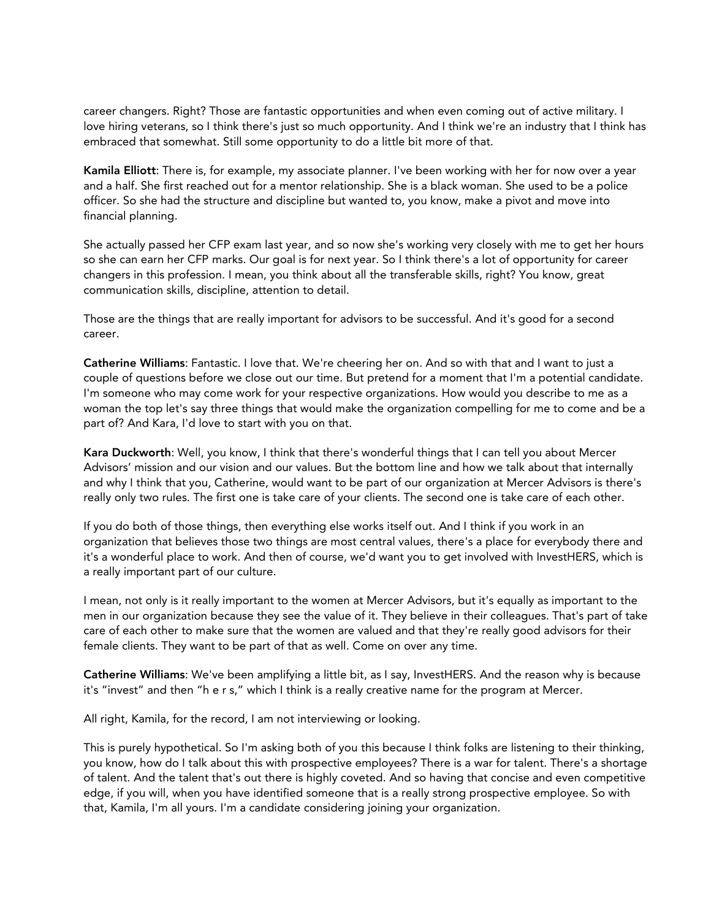career changers. Right? Those are fantastic opportunities and when even coming out of active military. I love hiring veterans, so I think there's just so much opportunity. And I think we're an industry that I think has embraced that somewhat. Still some opportunity to do a little bit more of that.

**Kamila Elliott**: There is, for example, my associate planner. I've been working with her for now over a year and a half. She first reached out for a mentor relationship. She is a black woman. She used to be a police officer. So she had the structure and discipline but wanted to, you know, make a pivot and move into financial planning.

She actually passed her CFP exam last year, and so now she's working very closely with me to get her hours so she can earn her CFP marks. Our goal is for next year. So I think there's a lot of opportunity for career changers in this profession. I mean, you think about all the transferable skills, right? You know, great communication skills, discipline, attention to detail.

Those are the things that are really important for advisors to be successful. And it's good for a second career.

**Catherine Williams**: Fantastic. I love that. We're cheering her on. And so with that and I want to just a couple of questions before we close out our time. But pretend for a moment that I'm a potential candidate. I'm someone who may come work for your respective organizations. How would you describe to me as a woman the top let's say three things that would make the organization compelling for me to come and be a part of? And Kara, I'd love to start with you on that.

**Kara Duckworth**: Well, you know, I think that there's wonderful things that I can tell you about Mercer Advisors' mission and our vision and our values. But the bottom line and how we talk about that internally and why I think that you, Catherine, would want to be part of our organization at Mercer Advisors is there's really only two rules. The first one is take care of your clients. The second one is take care of each other.

If you do both of those things, then everything else works itself out. And I think if you work in an organization that believes those two things are most central values, there's a place for everybody there and it's a wonderful place to work. And then of course, we'd want you to get involved with InvestHERS, which is a really important part of our culture.

I mean, not only is it really important to the women at Mercer Advisors, but it's equally as important to the men in our organization because they see the value of it. They believe in their colleagues. That's part of take care of each other to make sure that the women are valued and that they're really good advisors for their female clients. They want to be part of that as well. Come on over any time.

**Catherine Williams**: We've been amplifying a little bit, as I say, InvestHERS. And the reason why is because it's "invest" and then "h e r s," which I think is a really creative name for the program at Mercer.

All right, Kamila, for the record, I am not interviewing or looking.

This is purely hypothetical. So I'm asking both of you this because I think folks are listening to their thinking, you know, how do I talk about this with prospective employees? There is a war for talent. There's a shortage of talent. And the talent that's out there is highly coveted. And so having that concise and even competitive edge, if you will, when you have identified someone that is a really strong prospective employee. So with that, Kamila, I'm all yours. I'm a candidate considering joining your organization.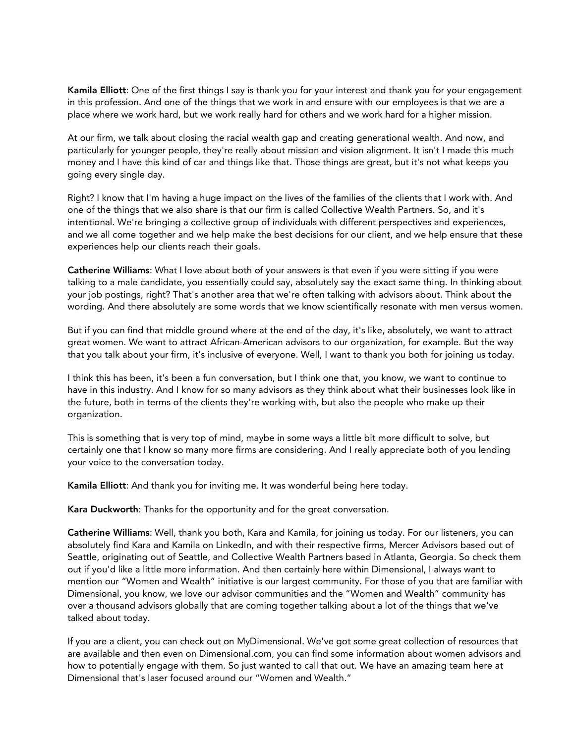**Kamila Elliott**: One of the first things I say is thank you for your interest and thank you for your engagement in this profession. And one of the things that we work in and ensure with our employees is that we are a place where we work hard, but we work really hard for others and we work hard for a higher mission.

At our firm, we talk about closing the racial wealth gap and creating generational wealth. And now, and particularly for younger people, they're really about mission and vision alignment. It isn't I made this much money and I have this kind of car and things like that. Those things are great, but it's not what keeps you going every single day.

Right? I know that I'm having a huge impact on the lives of the families of the clients that I work with. And one of the things that we also share is that our firm is called Collective Wealth Partners. So, and it's intentional. We're bringing a collective group of individuals with different perspectives and experiences, and we all come together and we help make the best decisions for our client, and we help ensure that these experiences help our clients reach their goals.

**Catherine Williams**: What I love about both of your answers is that even if you were sitting if you were talking to a male candidate, you essentially could say, absolutely say the exact same thing. In thinking about your job postings, right? That's another area that we're often talking with advisors about. Think about the wording. And there absolutely are some words that we know scientifically resonate with men versus women.

But if you can find that middle ground where at the end of the day, it's like, absolutely, we want to attract great women. We want to attract African-American advisors to our organization, for example. But the way that you talk about your firm, it's inclusive of everyone. Well, I want to thank you both for joining us today.

I think this has been, it's been a fun conversation, but I think one that, you know, we want to continue to have in this industry. And I know for so many advisors as they think about what their businesses look like in the future, both in terms of the clients they're working with, but also the people who make up their organization.

This is something that is very top of mind, maybe in some ways a little bit more difficult to solve, but certainly one that I know so many more firms are considering. And I really appreciate both of you lending your voice to the conversation today.

**Kamila Elliott**: And thank you for inviting me. It was wonderful being here today.

**Kara Duckworth**: Thanks for the opportunity and for the great conversation.

**Catherine Williams**: Well, thank you both, Kara and Kamila, for joining us today. For our listeners, you can absolutely find Kara and Kamila on LinkedIn, and with their respective firms, Mercer Advisors based out of Seattle, originating out of Seattle, and Collective Wealth Partners based in Atlanta, Georgia. So check them out if you'd like a little more information. And then certainly here within Dimensional, I always want to mention our "Women and Wealth" initiative is our largest community. For those of you that are familiar with Dimensional, you know, we love our advisor communities and the "Women and Wealth" community has over a thousand advisors globally that are coming together talking about a lot of the things that we've talked about today.

If you are a client, you can check out on MyDimensional. We've got some great collection of resources that are available and then even on Dimensional.com, you can find some information about women advisors and how to potentially engage with them. So just wanted to call that out. We have an amazing team here at Dimensional that's laser focused around our "Women and Wealth."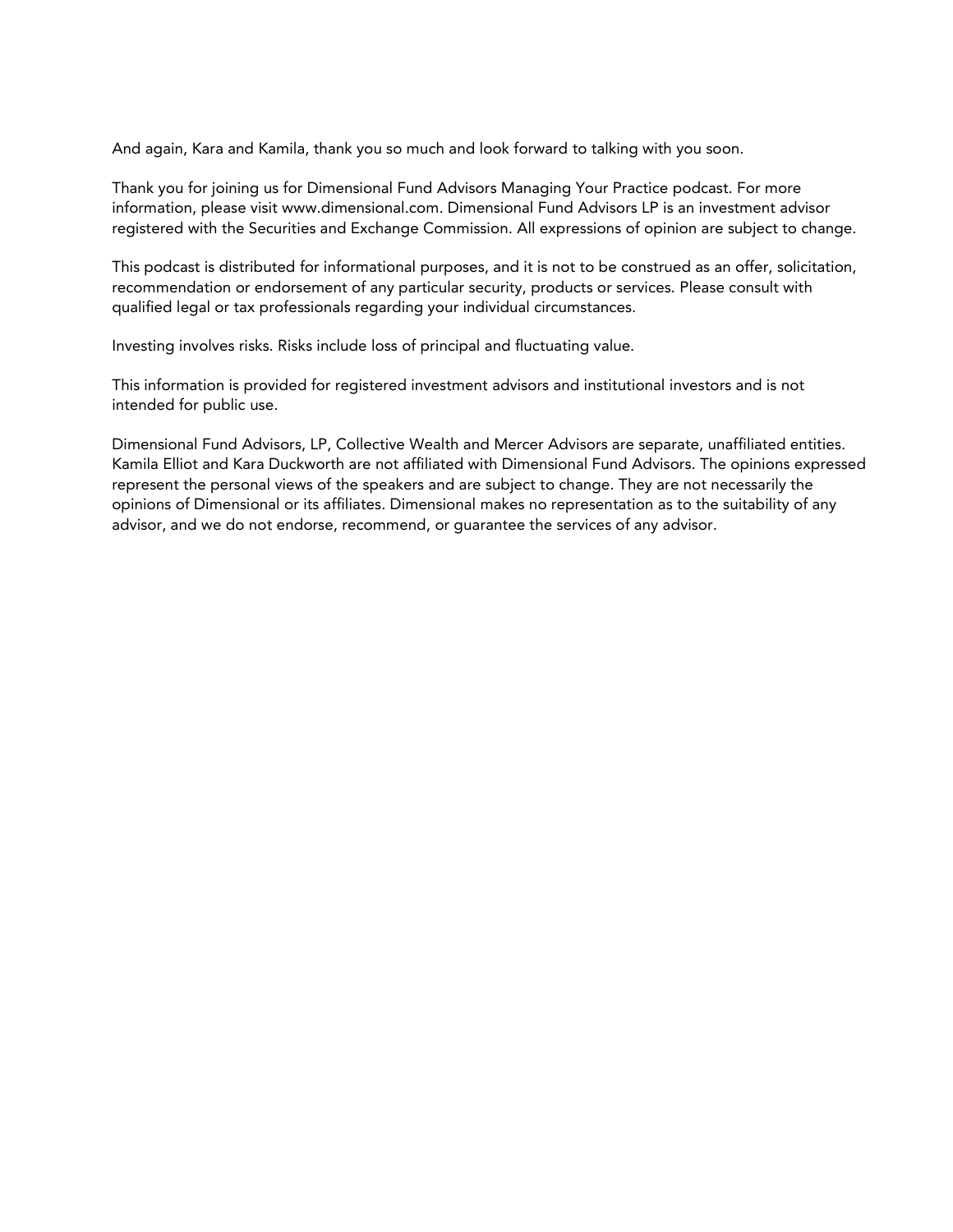And again, Kara and Kamila, thank you so much and look forward to talking with you soon.

Thank you for joining us for Dimensional Fund Advisors Managing Your Practice podcast. For more information, please visit www.dimensional.com. Dimensional Fund Advisors LP is an investment advisor registered with the Securities and Exchange Commission. All expressions of opinion are subject to change.

This podcast is distributed for informational purposes, and it is not to be construed as an offer, solicitation, recommendation or endorsement of any particular security, products or services. Please consult with qualified legal or tax professionals regarding your individual circumstances.

Investing involves risks. Risks include loss of principal and fluctuating value.

This information is provided for registered investment advisors and institutional investors and is not intended for public use.

Dimensional Fund Advisors, LP, Collective Wealth and Mercer Advisors are separate, unaffiliated entities. Kamila Elliot and Kara Duckworth are not affiliated with Dimensional Fund Advisors. The opinions expressed represent the personal views of the speakers and are subject to change. They are not necessarily the opinions of Dimensional or its affiliates. Dimensional makes no representation as to the suitability of any advisor, and we do not endorse, recommend, or guarantee the services of any advisor.